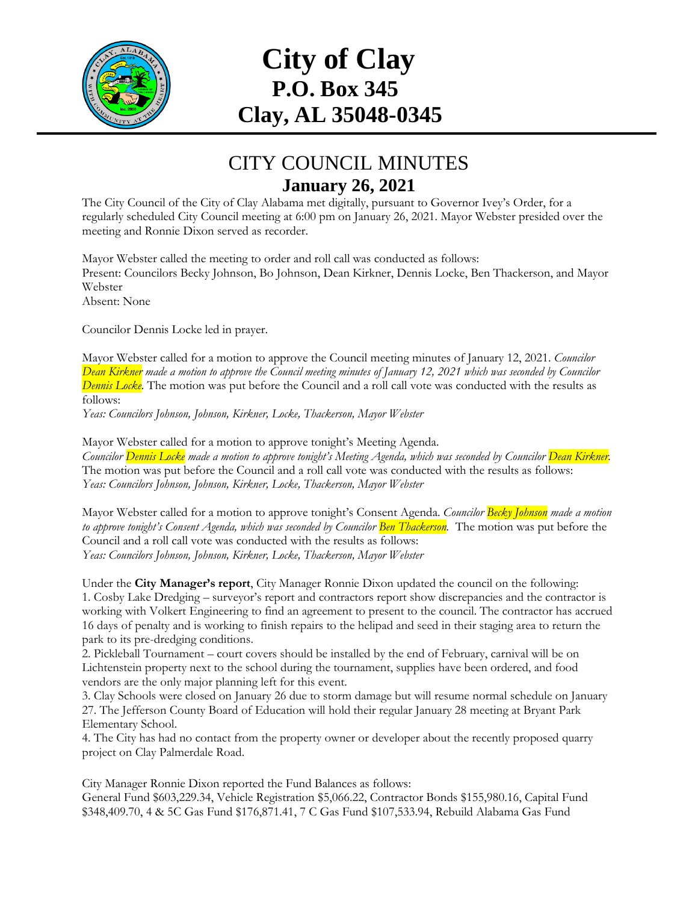# City of Clay
## P.O. Box 345
## Clay, AL 35048-0345

## CITY COUNCIL MINUTES
### January 26, 2021

The City Council of the City of Clay Alabama met digitally, pursuant to Governor Ivey's Order, for a regularly scheduled City Council meeting at 6:00 pm on January 26, 2021. Mayor Webster presided over the meeting and Ronnie Dixon served as recorder.

Mayor Webster called the meeting to order and roll call was conducted as follows:
Present: Councilors Becky Johnson, Bo Johnson, Dean Kirkner, Dennis Locke, Ben Thackerson, and Mayor Webster
Absent: None

Councilor Dennis Locke led in prayer.

Mayor Webster called for a motion to approve the Council meeting minutes of January 12, 2021. *Councilor Dean Kirkner made a motion to approve the Council meeting minutes of January 12, 2021 which was seconded by Councilor Dennis Locke*. The motion was put before the Council and a roll call vote was conducted with the results as follows:
*Yeas: Councilors Johnson, Johnson, Kirkner, Locke, Thackerson, Mayor Webster*

Mayor Webster called for a motion to approve tonight's Meeting Agenda.
*Councilor Dennis Locke made a motion to approve tonight's Meeting Agenda, which was seconded by Councilor Dean Kirkner.* The motion was put before the Council and a roll call vote was conducted with the results as follows:
*Yeas: Councilors Johnson, Johnson, Kirkner, Locke, Thackerson, Mayor Webster*

Mayor Webster called for a motion to approve tonight's Consent Agenda. *Councilor Becky Johnson made a motion to approve tonight's Consent Agenda, which was seconded by Councilor Ben Thackerson.* The motion was put before the Council and a roll call vote was conducted with the results as follows:
*Yeas: Councilors Johnson, Johnson, Kirkner, Locke, Thackerson, Mayor Webster*

Under the **City Manager's report**, City Manager Ronnie Dixon updated the council on the following:
1. Cosby Lake Dredging – surveyor's report and contractors report show discrepancies and the contractor is working with Volkert Engineering to find an agreement to present to the council. The contractor has accrued 16 days of penalty and is working to finish repairs to the helipad and seed in their staging area to return the park to its pre-dredging conditions.
2. Pickleball Tournament – court covers should be installed by the end of February, carnival will be on Lichtenstein property next to the school during the tournament, supplies have been ordered, and food vendors are the only major planning left for this event.
3. Clay Schools were closed on January 26 due to storm damage but will resume normal schedule on January 27. The Jefferson County Board of Education will hold their regular January 28 meeting at Bryant Park Elementary School.
4. The City has had no contact from the property owner or developer about the recently proposed quarry project on Clay Palmerdale Road.

City Manager Ronnie Dixon reported the Fund Balances as follows:
General Fund $603,229.34, Vehicle Registration $5,066.22, Contractor Bonds $155,980.16, Capital Fund $348,409.70, 4 & 5C Gas Fund $176,871.41, 7 C Gas Fund $107,533.94, Rebuild Alabama Gas Fund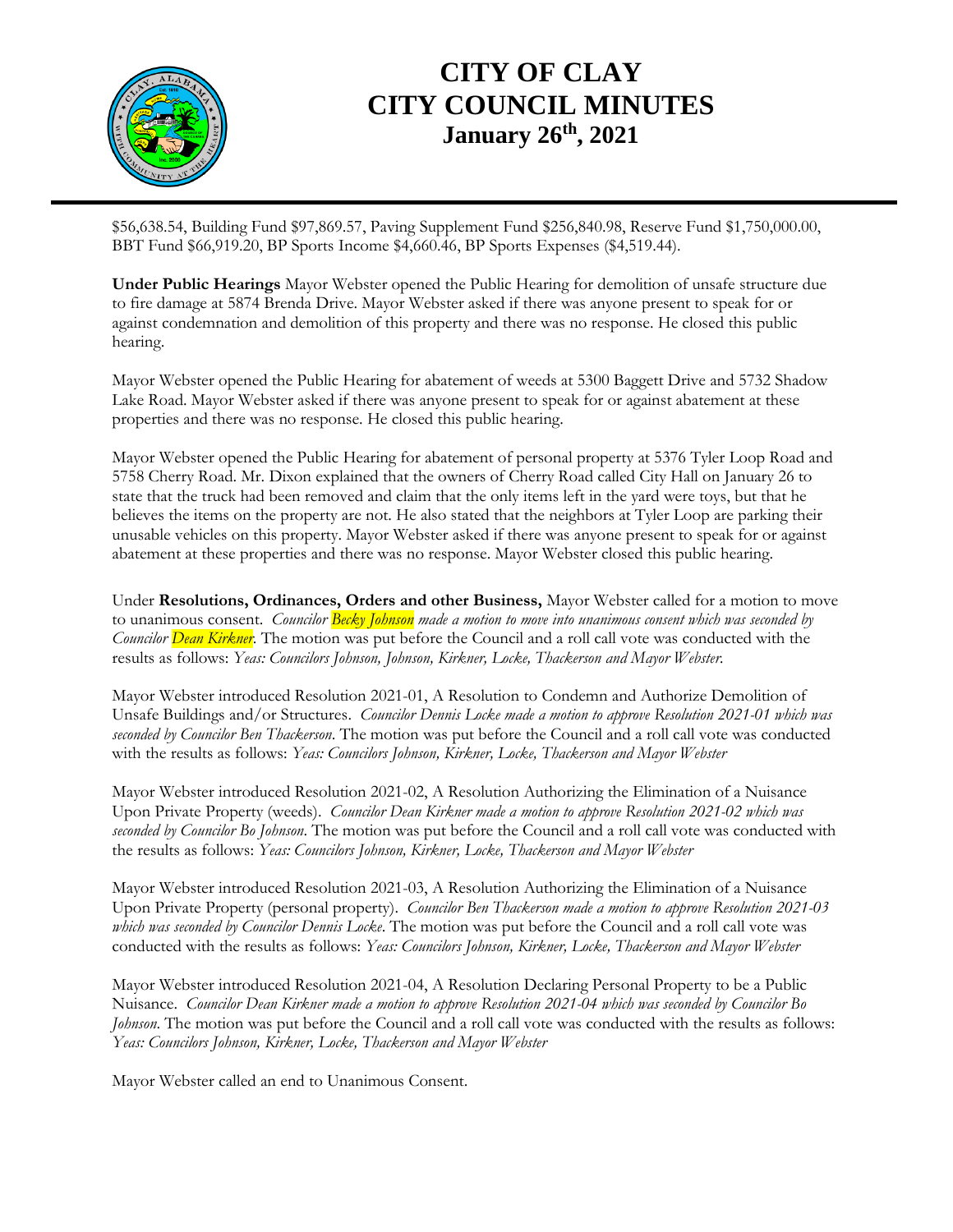$56,638.54, Building Fund $97,869.57, Paving Supplement Fund $256,840.98, Reserve Fund $1,750,000.00, BBT Fund $66,919.20, BP Sports Income $4,660.46, BP Sports Expenses ($4,519.44).

**Under Public Hearings** Mayor Webster opened the Public Hearing for demolition of unsafe structure due to fire damage at 5874 Brenda Drive. Mayor Webster asked if there was anyone present to speak for or against condemnation and demolition of this property and there was no response. He closed this public hearing.

Mayor Webster opened the Public Hearing for abatement of weeds at 5300 Baggett Drive and 5732 Shadow Lake Road. Mayor Webster asked if there was anyone present to speak for or against abatement at these properties and there was no response. He closed this public hearing.

Mayor Webster opened the Public Hearing for abatement of personal property at 5376 Tyler Loop Road and 5758 Cherry Road. Mr. Dixon explained that the owners of Cherry Road called City Hall on January 26 to state that the truck had been removed and claim that the only items left in the yard were toys, but that he believes the items on the property are not. He also stated that the neighbors at Tyler Loop are parking their unusable vehicles on this property. Mayor Webster asked if there was anyone present to speak for or against abatement at these properties and there was no response. Mayor Webster closed this public hearing.

Under **Resolutions, Ordinances, Orders and other Business,** Mayor Webster called for a motion to move to unanimous consent. *Councilor Becky Johnson made a motion to move into unanimous consent which was seconded by Councilor Dean Kirkner.* The motion was put before the Council and a roll call vote was conducted with the results as follows: *Yeas: Councilors Johnson, Johnson, Kirkner, Locke, Thackerson and Mayor Webster.*

Mayor Webster introduced Resolution 2021-01, A Resolution to Condemn and Authorize Demolition of Unsafe Buildings and/or Structures. *Councilor Dennis Locke made a motion to approve Resolution 2021-01 which was seconded by Councilor Ben Thackerson.* The motion was put before the Council and a roll call vote was conducted with the results as follows: *Yeas: Councilors Johnson, Kirkner, Locke, Thackerson and Mayor Webster*

Mayor Webster introduced Resolution 2021-02, A Resolution Authorizing the Elimination of a Nuisance Upon Private Property (weeds). *Councilor Dean Kirkner made a motion to approve Resolution 2021-02 which was seconded by Councilor Bo Johnson.* The motion was put before the Council and a roll call vote was conducted with the results as follows: *Yeas: Councilors Johnson, Kirkner, Locke, Thackerson and Mayor Webster*

Mayor Webster introduced Resolution 2021-03, A Resolution Authorizing the Elimination of a Nuisance Upon Private Property (personal property). *Councilor Ben Thackerson made a motion to approve Resolution 2021-03 which was seconded by Councilor Dennis Locke.* The motion was put before the Council and a roll call vote was conducted with the results as follows: *Yeas: Councilors Johnson, Kirkner, Locke, Thackerson and Mayor Webster*

Mayor Webster introduced Resolution 2021-04, A Resolution Declaring Personal Property to be a Public Nuisance. *Councilor Dean Kirkner made a motion to approve Resolution 2021-04 which was seconded by Councilor Bo Johnson.* The motion was put before the Council and a roll call vote was conducted with the results as follows: *Yeas: Councilors Johnson, Kirkner, Locke, Thackerson and Mayor Webster*

Mayor Webster called an end to Unanimous Consent.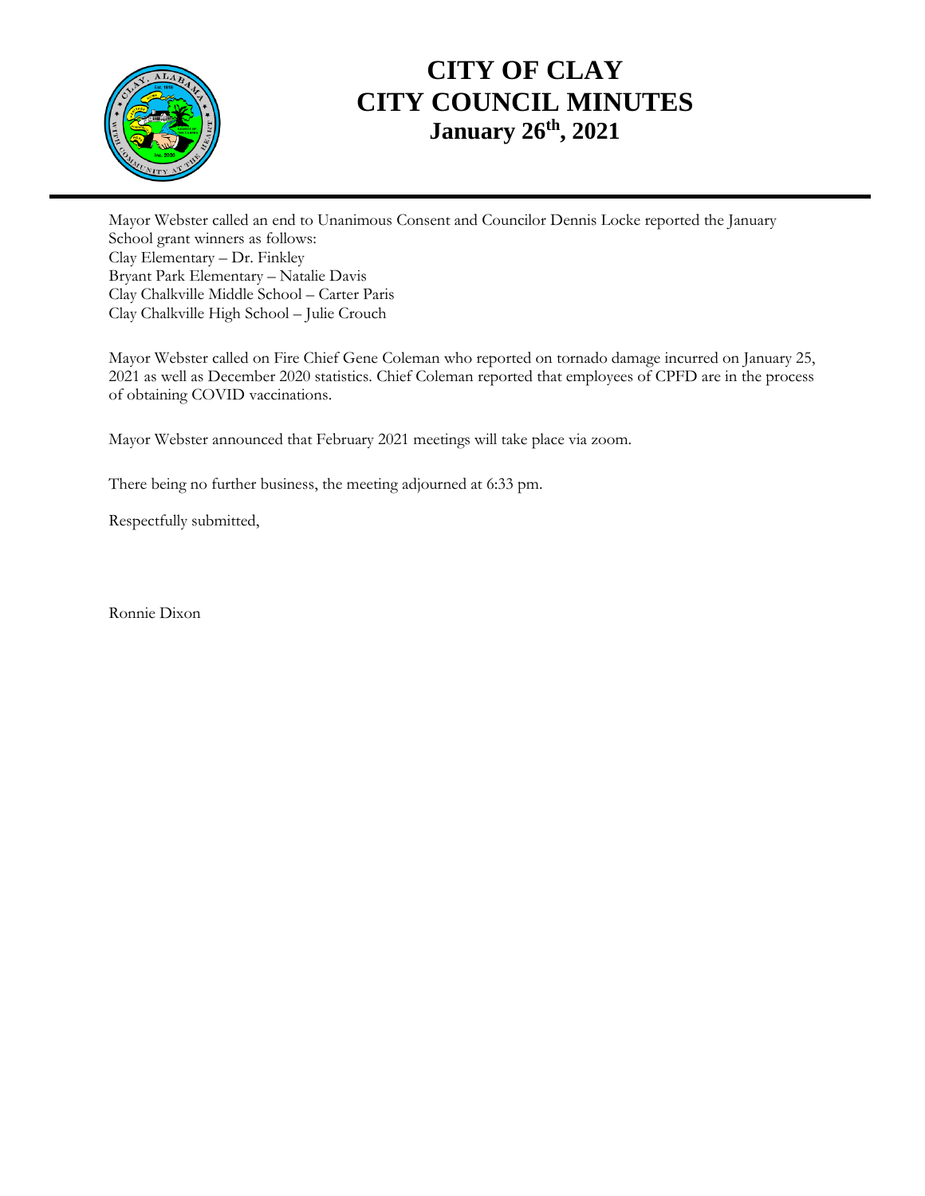# CITY OF CLAY
# CITY COUNCIL MINUTES
## January 26th, 2021

Mayor Webster called an end to Unanimous Consent and Councilor Dennis Locke reported the January School grant winners as follows:
Clay Elementary – Dr. Finkley
Bryant Park Elementary – Natalie Davis
Clay Chalkville Middle School – Carter Paris
Clay Chalkville High School – Julie Crouch

Mayor Webster called on Fire Chief Gene Coleman who reported on tornado damage incurred on January 25, 2021 as well as December 2020 statistics. Chief Coleman reported that employees of CPFD are in the process of obtaining COVID vaccinations.

Mayor Webster announced that February 2021 meetings will take place via zoom.

There being no further business, the meeting adjourned at 6:33 pm.

Respectfully submitted,

Ronnie Dixon